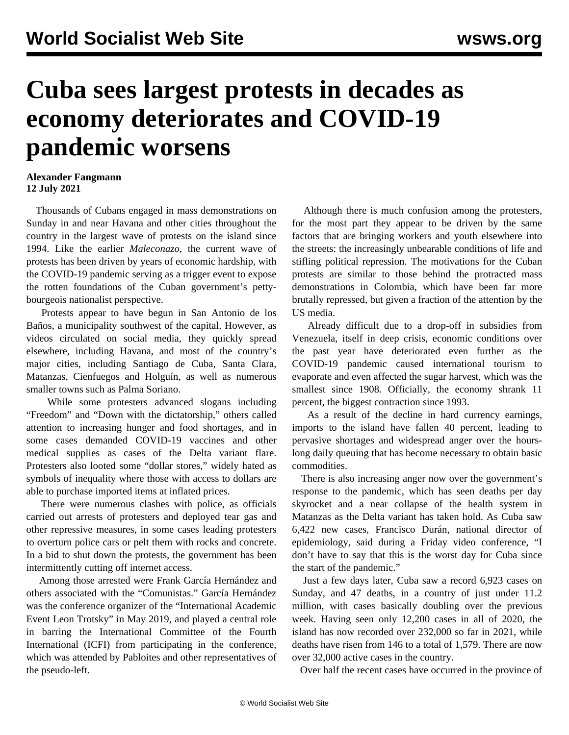# Cuba sees largest protests in decades as economy deteriorates and COVID-19 pandemic worsens

**Alexander Fangmann**
**12 July 2021**

Thousands of Cubans engaged in mass demonstrations on Sunday in and near Havana and other cities throughout the country in the largest wave of protests on the island since 1994. Like the earlier *Maleconazo*, the current wave of protests has been driven by years of economic hardship, with the COVID-19 pandemic serving as a trigger event to expose the rotten foundations of the Cuban government's petty-bourgeois nationalist perspective.

Protests appear to have begun in San Antonio de los Baños, a municipality southwest of the capital. However, as videos circulated on social media, they quickly spread elsewhere, including Havana, and most of the country's major cities, including Santiago de Cuba, Santa Clara, Matanzas, Cienfuegos and Holguín, as well as numerous smaller towns such as Palma Soriano.

While some protesters advanced slogans including "Freedom" and "Down with the dictatorship," others called attention to increasing hunger and food shortages, and in some cases demanded COVID-19 vaccines and other medical supplies as cases of the Delta variant flare. Protesters also looted some "dollar stores," widely hated as symbols of inequality where those with access to dollars are able to purchase imported items at inflated prices.

There were numerous clashes with police, as officials carried out arrests of protesters and deployed tear gas and other repressive measures, in some cases leading protesters to overturn police cars or pelt them with rocks and concrete. In a bid to shut down the protests, the government has been intermittently cutting off internet access.

Among those arrested were Frank García Hernández and others associated with the "Comunistas." García Hernández was the conference organizer of the "International Academic Event Leon Trotsky" in May 2019, and played a central role in barring the International Committee of the Fourth International (ICFI) from participating in the conference, which was attended by Pabloites and other representatives of the pseudo-left.

Although there is much confusion among the protesters, for the most part they appear to be driven by the same factors that are bringing workers and youth elsewhere into the streets: the increasingly unbearable conditions of life and stifling political repression. The motivations for the Cuban protests are similar to those behind the protracted mass demonstrations in Colombia, which have been far more brutally repressed, but given a fraction of the attention by the US media.

Already difficult due to a drop-off in subsidies from Venezuela, itself in deep crisis, economic conditions over the past year have deteriorated even further as the COVID-19 pandemic caused international tourism to evaporate and even affected the sugar harvest, which was the smallest since 1908. Officially, the economy shrank 11 percent, the biggest contraction since 1993.

As a result of the decline in hard currency earnings, imports to the island have fallen 40 percent, leading to pervasive shortages and widespread anger over the hours-long daily queuing that has become necessary to obtain basic commodities.

There is also increasing anger now over the government's response to the pandemic, which has seen deaths per day skyrocket and a near collapse of the health system in Matanzas as the Delta variant has taken hold. As Cuba saw 6,422 new cases, Francisco Durán, national director of epidemiology, said during a Friday video conference, "I don't have to say that this is the worst day for Cuba since the start of the pandemic."

Just a few days later, Cuba saw a record 6,923 cases on Sunday, and 47 deaths, in a country of just under 11.2 million, with cases basically doubling over the previous week. Having seen only 12,200 cases in all of 2020, the island has now recorded over 232,000 so far in 2021, while deaths have risen from 146 to a total of 1,579. There are now over 32,000 active cases in the country.

Over half the recent cases have occurred in the province of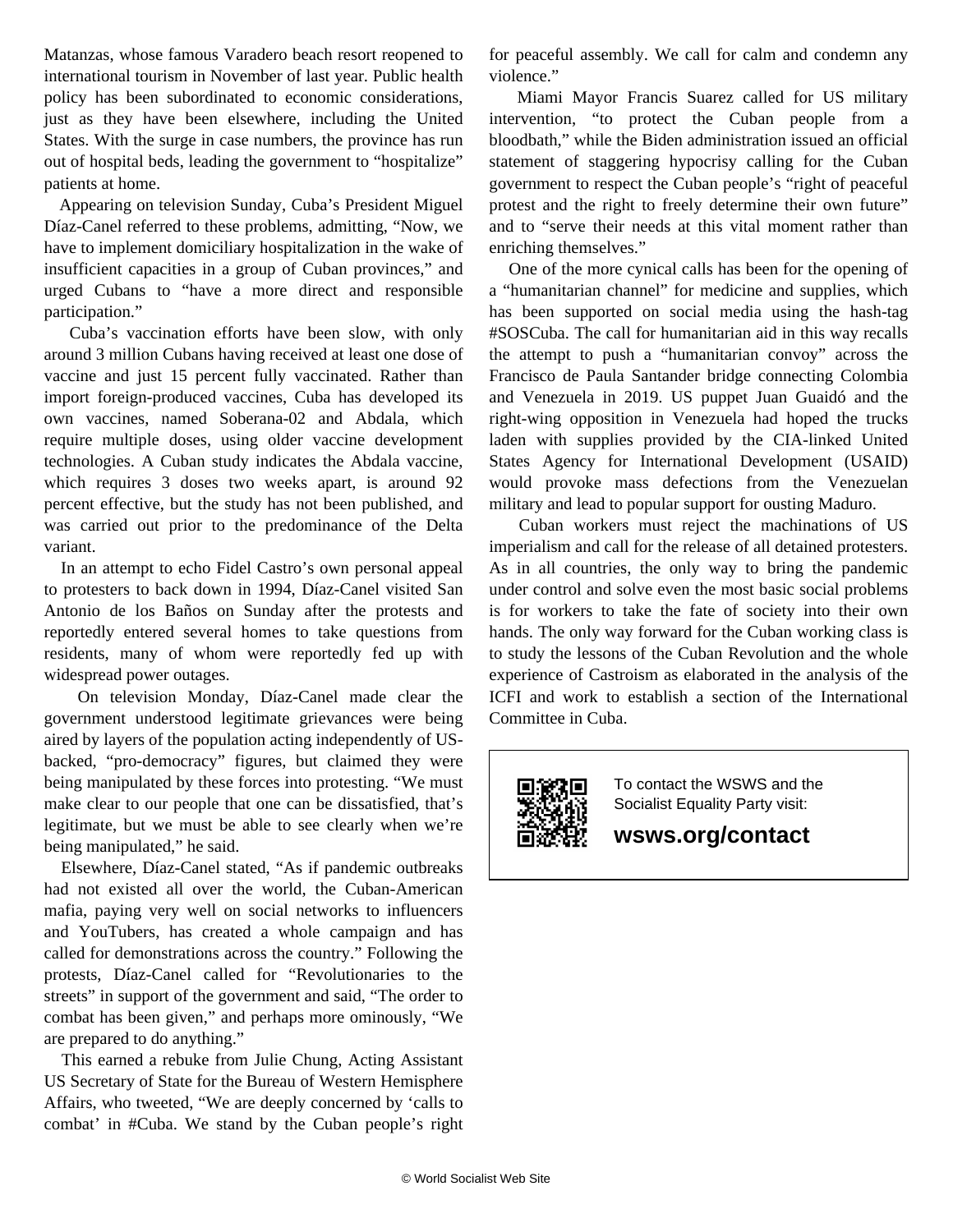Matanzas, whose famous Varadero beach resort reopened to international tourism in November of last year. Public health policy has been subordinated to economic considerations, just as they have been elsewhere, including the United States. With the surge in case numbers, the province has run out of hospital beds, leading the government to "hospitalize" patients at home.

Appearing on television Sunday, Cuba's President Miguel Díaz-Canel referred to these problems, admitting, "Now, we have to implement domiciliary hospitalization in the wake of insufficient capacities in a group of Cuban provinces," and urged Cubans to "have a more direct and responsible participation."

Cuba's vaccination efforts have been slow, with only around 3 million Cubans having received at least one dose of vaccine and just 15 percent fully vaccinated. Rather than import foreign-produced vaccines, Cuba has developed its own vaccines, named Soberana-02 and Abdala, which require multiple doses, using older vaccine development technologies. A Cuban study indicates the Abdala vaccine, which requires 3 doses two weeks apart, is around 92 percent effective, but the study has not been published, and was carried out prior to the predominance of the Delta variant.

In an attempt to echo Fidel Castro's own personal appeal to protesters to back down in 1994, Díaz-Canel visited San Antonio de los Baños on Sunday after the protests and reportedly entered several homes to take questions from residents, many of whom were reportedly fed up with widespread power outages.

On television Monday, Díaz-Canel made clear the government understood legitimate grievances were being aired by layers of the population acting independently of US-backed, "pro-democracy" figures, but claimed they were being manipulated by these forces into protesting. "We must make clear to our people that one can be dissatisfied, that's legitimate, but we must be able to see clearly when we're being manipulated," he said.

Elsewhere, Díaz-Canel stated, "As if pandemic outbreaks had not existed all over the world, the Cuban-American mafia, paying very well on social networks to influencers and YouTubers, has created a whole campaign and has called for demonstrations across the country." Following the protests, Díaz-Canel called for "Revolutionaries to the streets" in support of the government and said, "The order to combat has been given," and perhaps more ominously, "We are prepared to do anything."

This earned a rebuke from Julie Chung, Acting Assistant US Secretary of State for the Bureau of Western Hemisphere Affairs, who tweeted, "We are deeply concerned by 'calls to combat' in #Cuba. We stand by the Cuban people's right for peaceful assembly. We call for calm and condemn any violence."

Miami Mayor Francis Suarez called for US military intervention, "to protect the Cuban people from a bloodbath," while the Biden administration issued an official statement of staggering hypocrisy calling for the Cuban government to respect the Cuban people's "right of peaceful protest and the right to freely determine their own future" and to "serve their needs at this vital moment rather than enriching themselves."

One of the more cynical calls has been for the opening of a "humanitarian channel" for medicine and supplies, which has been supported on social media using the hash-tag #SOSCuba. The call for humanitarian aid in this way recalls the attempt to push a "humanitarian convoy" across the Francisco de Paula Santander bridge connecting Colombia and Venezuela in 2019. US puppet Juan Guaidó and the right-wing opposition in Venezuela had hoped the trucks laden with supplies provided by the CIA-linked United States Agency for International Development (USAID) would provoke mass defections from the Venezuelan military and lead to popular support for ousting Maduro.

Cuban workers must reject the machinations of US imperialism and call for the release of all detained protesters. As in all countries, the only way to bring the pandemic under control and solve even the most basic social problems is for workers to take the fate of society into their own hands. The only way forward for the Cuban working class is to study the lessons of the Cuban Revolution and the whole experience of Castroism as elaborated in the analysis of the ICFI and work to establish a section of the International Committee in Cuba.

To contact the WSWS and the Socialist Equality Party visit:

**wsws.org/contact**